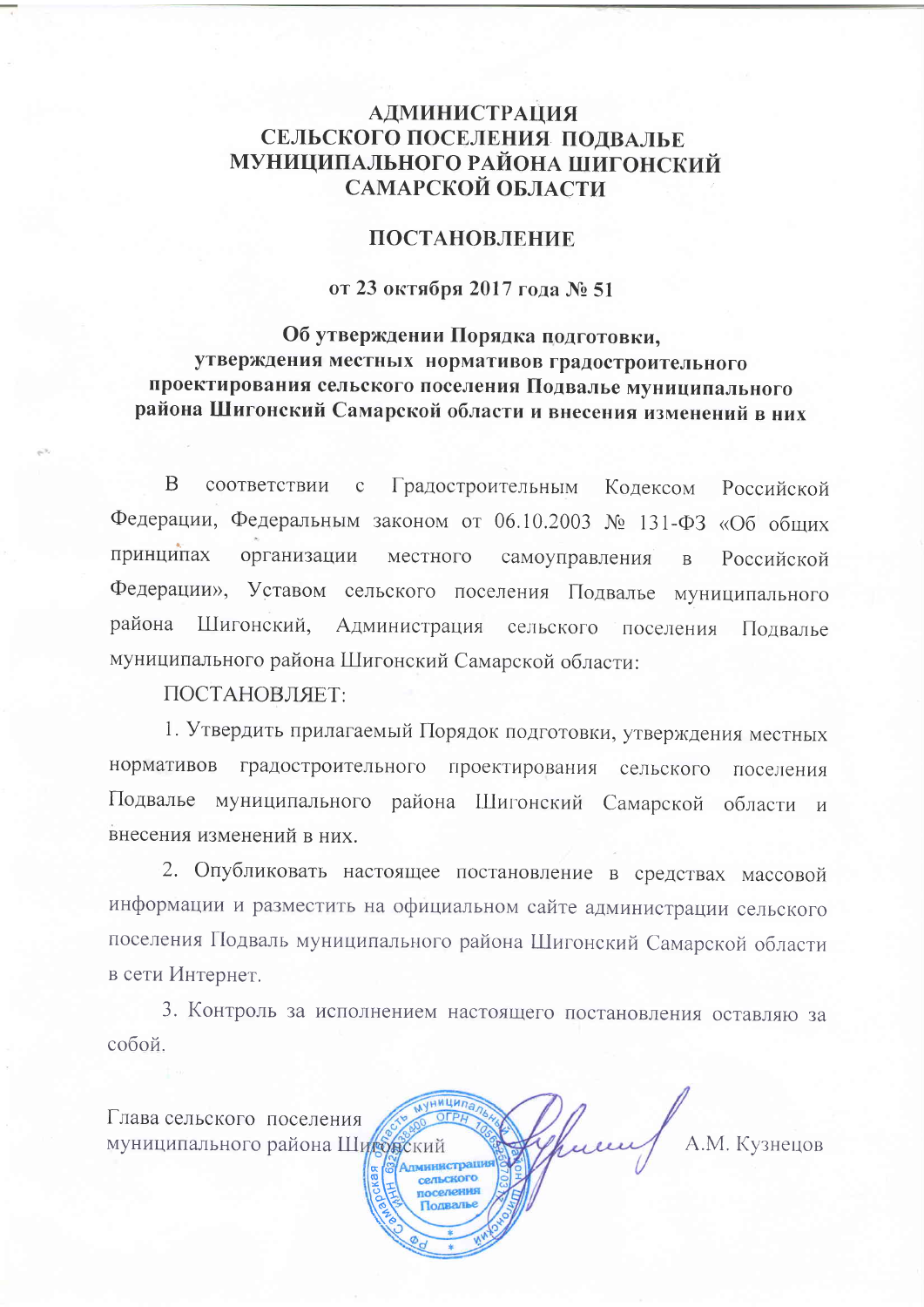**АДМИНИСТРАЦИЯ**
**СЕЛЬСКОГО ПОСЕЛЕНИЯ ПОДВАЛЬЕ**
**МУНИЦИПАЛЬНОГО РАЙОНА ШИГОНСКИЙ**
**САМАРСКОЙ ОБЛАСТИ**

**ПОСТАНОВЛЕНИЕ**

**от 23 октября 2017 года № 51**

**Об утверждении Порядка подготовки, утверждения местных нормативов градостроительного проектирования сельского поселения Подвалье муниципального района Шигонский Самарской области и внесения изменений в них**

В соответствии с Градостроительным Кодексом Российской Федерации, Федеральным законом от 06.10.2003 № 131-ФЗ «Об общих принципах организации местного самоуправления в Российской Федерации», Уставом сельского поселения Подвалье муниципального района Шигонский, Администрация сельского поселения Подвалье муниципального района Шигонский Самарской области:

ПОСТАНОВЛЯЕТ:

1. Утвердить прилагаемый Порядок подготовки, утверждения местных нормативов градостроительного проектирования сельского поселения Подвалье муниципального района Шигонский Самарской области и внесения изменений в них.

2. Опубликовать настоящее постановление в средствах массовой информации и разместить на официальном сайте администрации сельского поселения Подваль муниципального района Шигонский Самарской области в сети Интернет.

3. Контроль за исполнением настоящего постановления оставляю за собой.

Глава сельского поселения
муниципального района Шигонский А.М. Кузнецов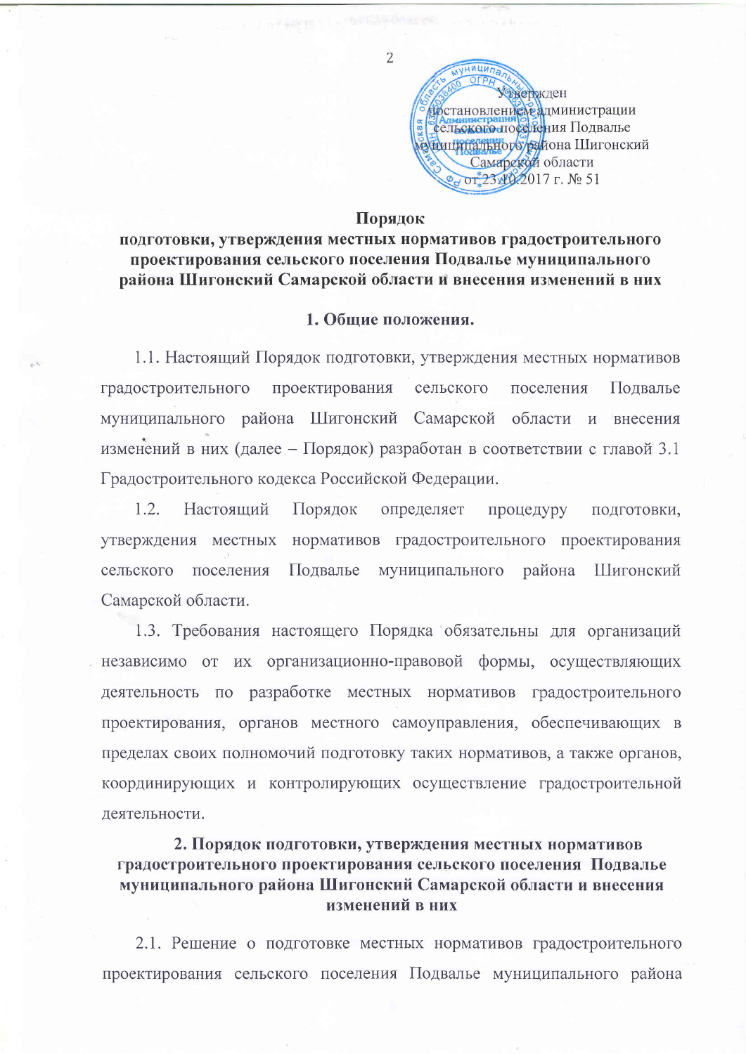Утвержден
постановлением администрации
сельского поселения Подвалье
муниципального района Шигонский
Самарской области
от 23.10.2017 г. № 51

**Порядок**
**подготовки, утверждения местных нормативов градостроительного проектирования сельского поселения Подвалье муниципального района Шигонский Самарской области и внесения изменений в них**

## 1. Общие положения.

1.1. Настоящий Порядок подготовки, утверждения местных нормативов градостроительного проектирования сельского поселения Подвалье муниципального района Шигонский Самарской области и внесения изменений в них (далее – Порядок) разработан в соответствии с главой 3.1 Градостроительного кодекса Российской Федерации.

1.2. Настоящий Порядок определяет процедуру подготовки, утверждения местных нормативов градостроительного проектирования сельского поселения Подвалье муниципального района Шигонский Самарской области.

1.3. Требования настоящего Порядка обязательны для организаций независимо от их организационно-правовой формы, осуществляющих деятельность по разработке местных нормативов градостроительного проектирования, органов местного самоуправления, обеспечивающих в пределах своих полномочий подготовку таких нормативов, а также органов, координирующих и контролирующих осуществление градостроительной деятельности.

## 2. Порядок подготовки, утверждения местных нормативов градостроительного проектирования сельского поселения Подвалье муниципального района Шигонский Самарской области и внесения изменений в них

2.1. Решение о подготовке местных нормативов градостроительного проектирования сельского поселения Подвалье муниципального района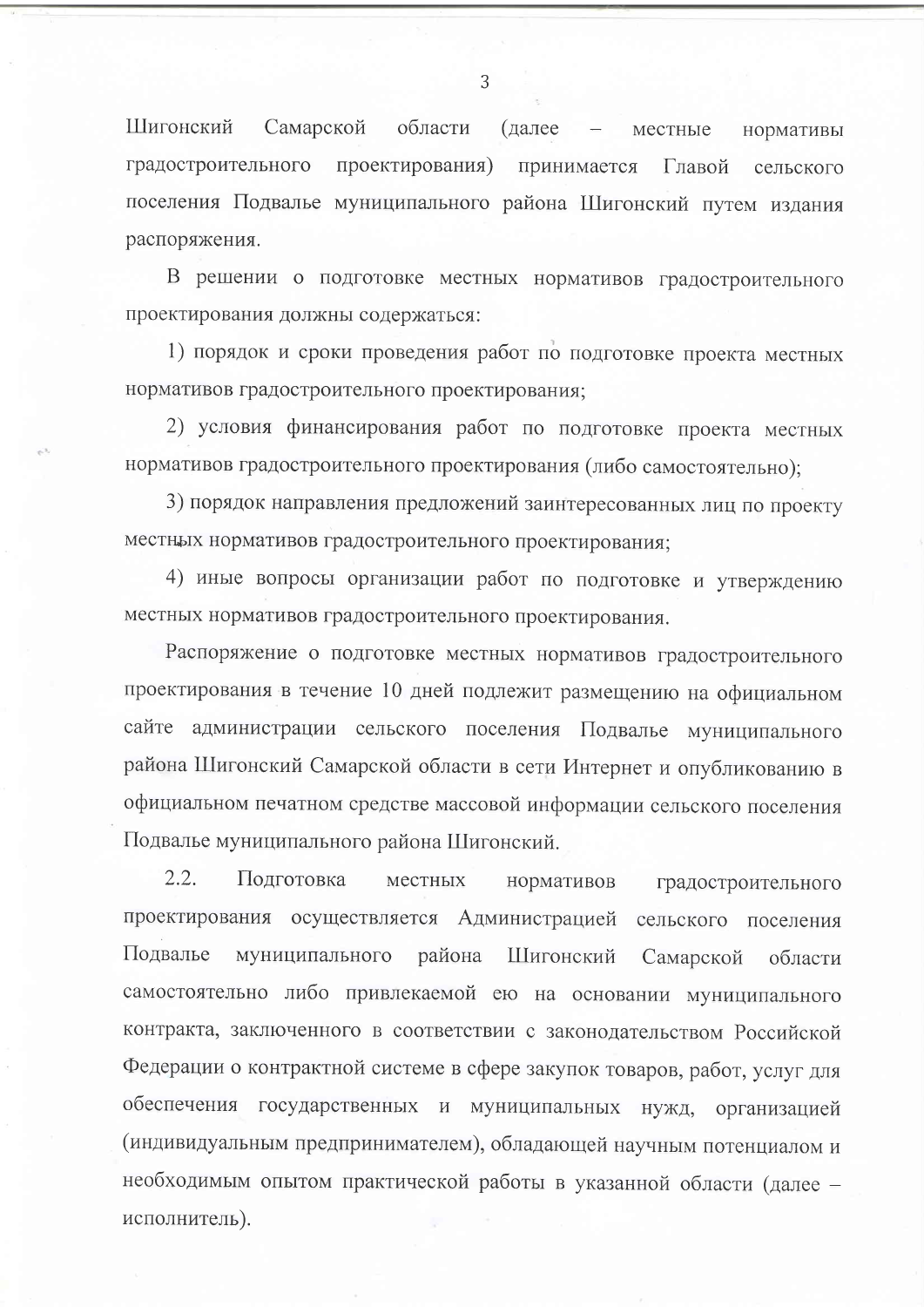Шигонский Самарской области (далее – местные нормативы градостроительного проектирования) принимается Главой сельского поселения Подвалье муниципального района Шигонский путем издания распоряжения.

В решении о подготовке местных нормативов градостроительного проектирования должны содержаться:

1) порядок и сроки проведения работ по подготовке проекта местных нормативов градостроительного проектирования;

2) условия финансирования работ по подготовке проекта местных нормативов градостроительного проектирования (либо самостоятельно);

3) порядок направления предложений заинтересованных лиц по проекту местных нормативов градостроительного проектирования;

4) иные вопросы организации работ по подготовке и утверждению местных нормативов градостроительного проектирования.

Распоряжение о подготовке местных нормативов градостроительного проектирования в течение 10 дней подлежит размещению на официальном сайте администрации сельского поселения Подвалье муниципального района Шигонский Самарской области в сети Интернет и опубликованию в официальном печатном средстве массовой информации сельского поселения Подвалье муниципального района Шигонский.

2.2. Подготовка местных нормативов градостроительного проектирования осуществляется Администрацией сельского поселения Подвалье муниципального района Шигонский Самарской области самостоятельно либо привлекаемой ею на основании муниципального контракта, заключенного в соответствии с законодательством Российской Федерации о контрактной системе в сфере закупок товаров, работ, услуг для обеспечения государственных и муниципальных нужд, организацией (индивидуальным предпринимателем), обладающей научным потенциалом и необходимым опытом практической работы в указанной области (далее – исполнитель).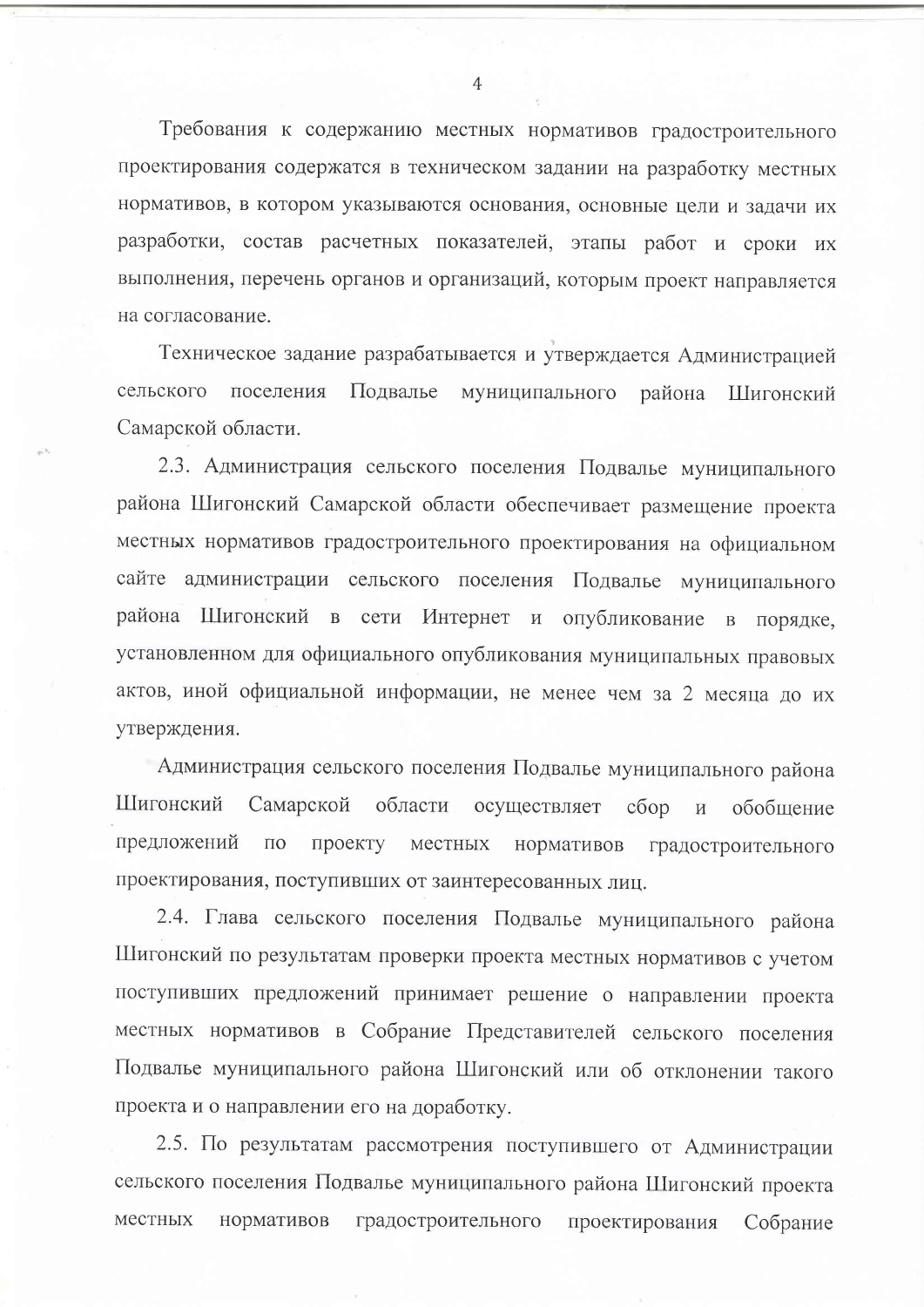Требования к содержанию местных нормативов градостроительного проектирования содержатся в техническом задании на разработку местных нормативов, в котором указываются основания, основные цели и задачи их разработки, состав расчетных показателей, этапы работ и сроки их выполнения, перечень органов и организаций, которым проект направляется на согласование.

Техническое задание разрабатывается и утверждается Администрацией сельского поселения Подвалье муниципального района Шигонский Самарской области.

2.3. Администрация сельского поселения Подвалье муниципального района Шигонский Самарской области обеспечивает размещение проекта местных нормативов градостроительного проектирования на официальном сайте администрации сельского поселения Подвалье муниципального района Шигонский в сети Интернет и опубликование в порядке, установленном для официального опубликования муниципальных правовых актов, иной официальной информации, не менее чем за 2 месяца до их утверждения.

Администрация сельского поселения Подвалье муниципального района Шигонский Самарской области осуществляет сбор и обобщение предложений по проекту местных нормативов градостроительного проектирования, поступивших от заинтересованных лиц.

2.4. Глава сельского поселения Подвалье муниципального района Шигонский по результатам проверки проекта местных нормативов с учетом поступивших предложений принимает решение о направлении проекта местных нормативов в Собрание Представителей сельского поселения Подвалье муниципального района Шигонский или об отклонении такого проекта и о направлении его на доработку.

2.5. По результатам рассмотрения поступившего от Администрации сельского поселения Подвалье муниципального района Шигонский проекта местных нормативов градостроительного проектирования Собрание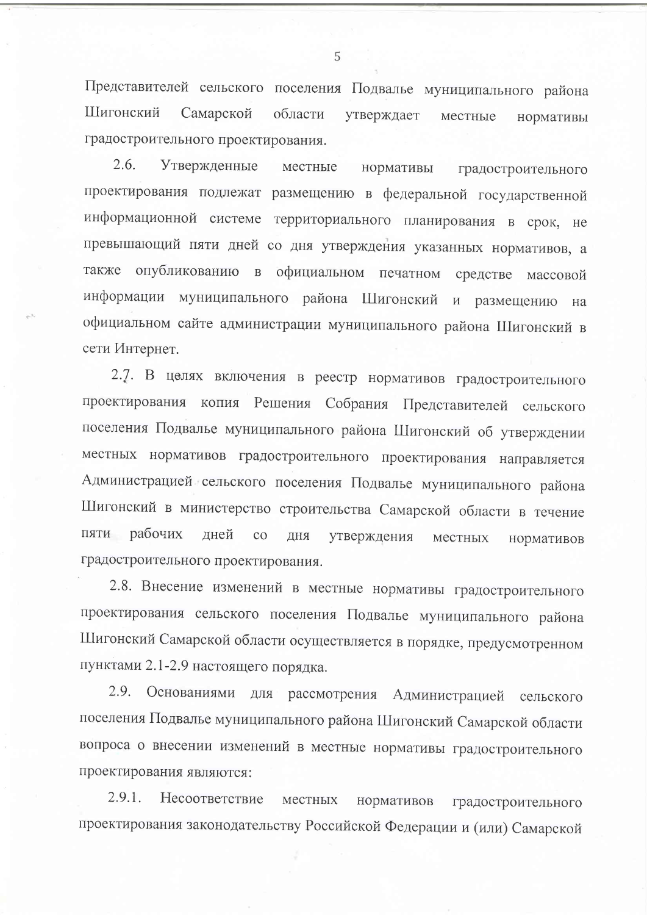Представителей сельского поселения Подвалье муниципального района Шигонский Самарской области утверждает местные нормативы градостроительного проектирования.

2.6. Утвержденные местные нормативы градостроительного проектирования подлежат размещению в федеральной государственной информационной системе территориального планирования в срок, не превышающий пяти дней со дня утверждения указанных нормативов, а также опубликованию в официальном печатном средстве массовой информации муниципального района Шигонский и размещению на официальном сайте администрации муниципального района Шигонский в сети Интернет.

2.7. В целях включения в реестр нормативов градостроительного проектирования копия Решения Собрания Представителей сельского поселения Подвалье муниципального района Шигонский об утверждении местных нормативов градостроительного проектирования направляется Администрацией сельского поселения Подвалье муниципального района Шигонский в министерство строительства Самарской области в течение пяти рабочих дней со дня утверждения местных нормативов градостроительного проектирования.

2.8. Внесение изменений в местные нормативы градостроительного проектирования сельского поселения Подвалье муниципального района Шигонский Самарской области осуществляется в порядке, предусмотренном пунктами 2.1-2.9 настоящего порядка.

2.9. Основаниями для рассмотрения Администрацией сельского поселения Подвалье муниципального района Шигонский Самарской области вопроса о внесении изменений в местные нормативы градостроительного проектирования являются:

2.9.1. Несоответствие местных нормативов градостроительного проектирования законодательству Российской Федерации и (или) Самарской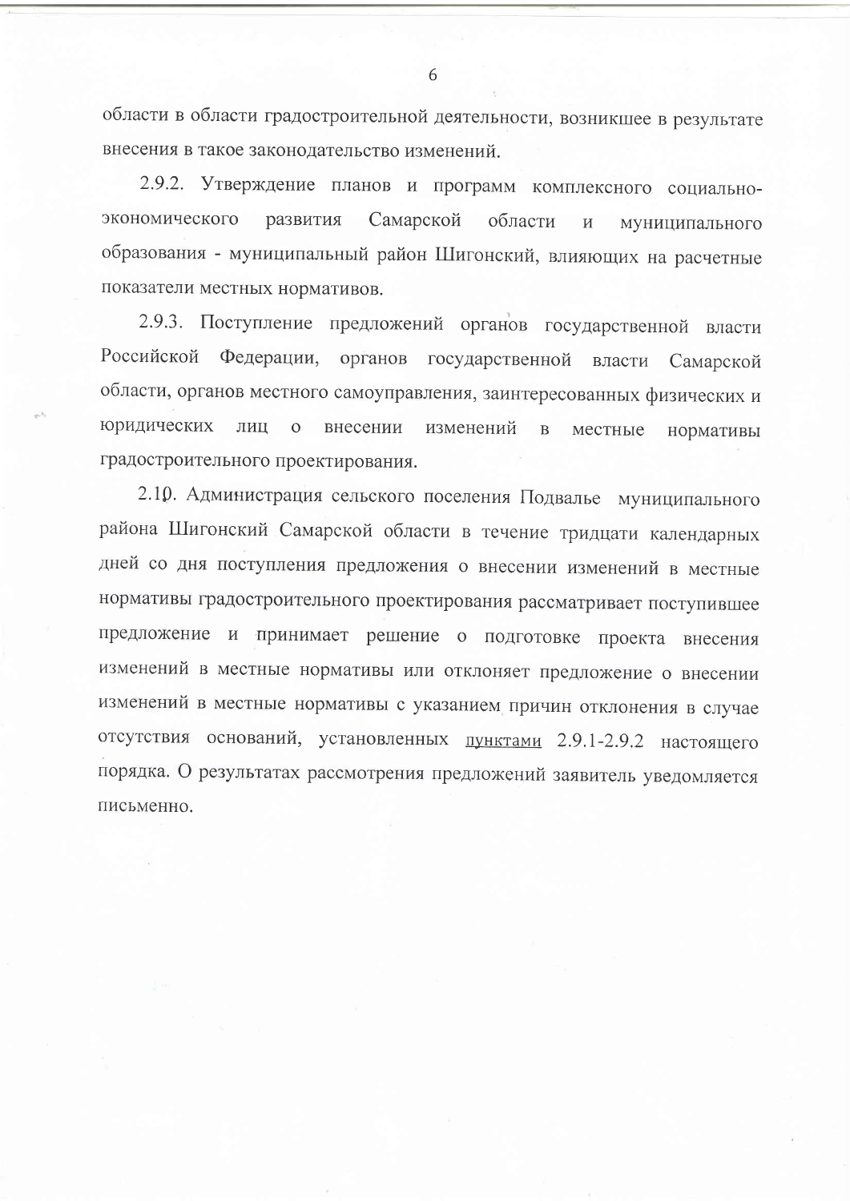области в области градостроительной деятельности, возникшее в результате внесения в такое законодательство изменений.

2.9.2. Утверждение планов и программ комплексного социально-экономического развития Самарской области и муниципального образования - муниципальный район Шигонский, влияющих на расчетные показатели местных нормативов.

2.9.3. Поступление предложений органов государственной власти Российской Федерации, органов государственной власти Самарской области, органов местного самоуправления, заинтересованных физических и юридических лиц о внесении изменений в местные нормативы градостроительного проектирования.

2.10. Администрация сельского поселения Подвалье муниципального района Шигонский Самарской области в течение тридцати календарных дней со дня поступления предложения о внесении изменений в местные нормативы градостроительного проектирования рассматривает поступившее предложение и принимает решение о подготовке проекта внесения изменений в местные нормативы или отклоняет предложение о внесении изменений в местные нормативы с указанием причин отклонения в случае отсутствия оснований, установленных пунктами 2.9.1-2.9.2 настоящего порядка. О результатах рассмотрения предложений заявитель уведомляется письменно.